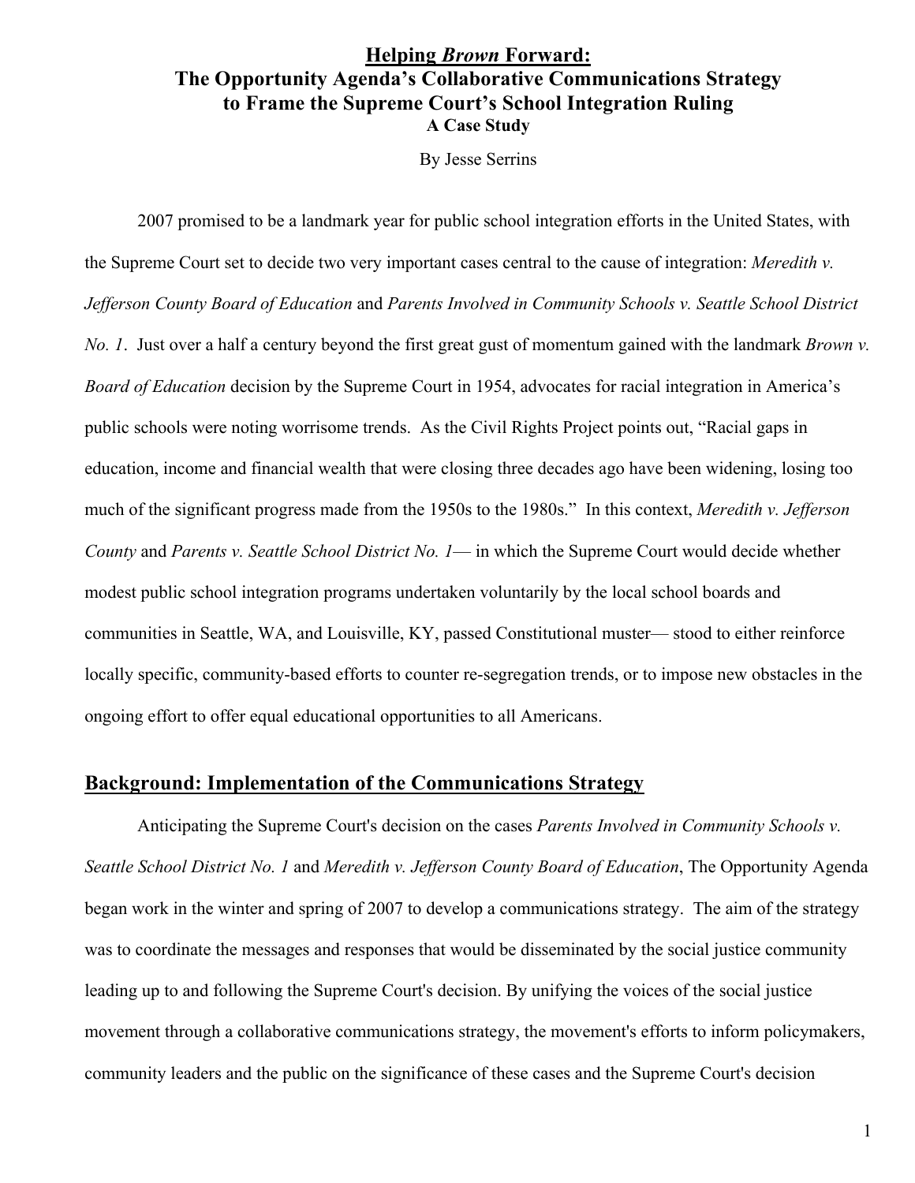# **Helping *Brown* Forward:**
# **The Opportunity Agenda's Collaborative Communications Strategy to Frame the Supreme Court's School Integration Ruling**
### **A Case Study**

By Jesse Serrins

2007 promised to be a landmark year for public school integration efforts in the United States, with the Supreme Court set to decide two very important cases central to the cause of integration: *Meredith v. Jefferson County Board of Education* and *Parents Involved in Community Schools v. Seattle School District No. 1*. Just over a half a century beyond the first great gust of momentum gained with the landmark *Brown v. Board of Education* decision by the Supreme Court in 1954, advocates for racial integration in America's public schools were noting worrisome trends. As the Civil Rights Project points out, "Racial gaps in education, income and financial wealth that were closing three decades ago have been widening, losing too much of the significant progress made from the 1950s to the 1980s." In this context, *Meredith v. Jefferson County* and *Parents v. Seattle School District No. 1*— in which the Supreme Court would decide whether modest public school integration programs undertaken voluntarily by the local school boards and communities in Seattle, WA, and Louisville, KY, passed Constitutional muster— stood to either reinforce locally specific, community-based efforts to counter re-segregation trends, or to impose new obstacles in the ongoing effort to offer equal educational opportunities to all Americans.

## **Background: Implementation of the Communications Strategy**

Anticipating the Supreme Court's decision on the cases *Parents Involved in Community Schools v. Seattle School District No. 1* and *Meredith v. Jefferson County Board of Education*, The Opportunity Agenda began work in the winter and spring of 2007 to develop a communications strategy. The aim of the strategy was to coordinate the messages and responses that would be disseminated by the social justice community leading up to and following the Supreme Court's decision. By unifying the voices of the social justice movement through a collaborative communications strategy, the movement's efforts to inform policymakers, community leaders and the public on the significance of these cases and the Supreme Court's decision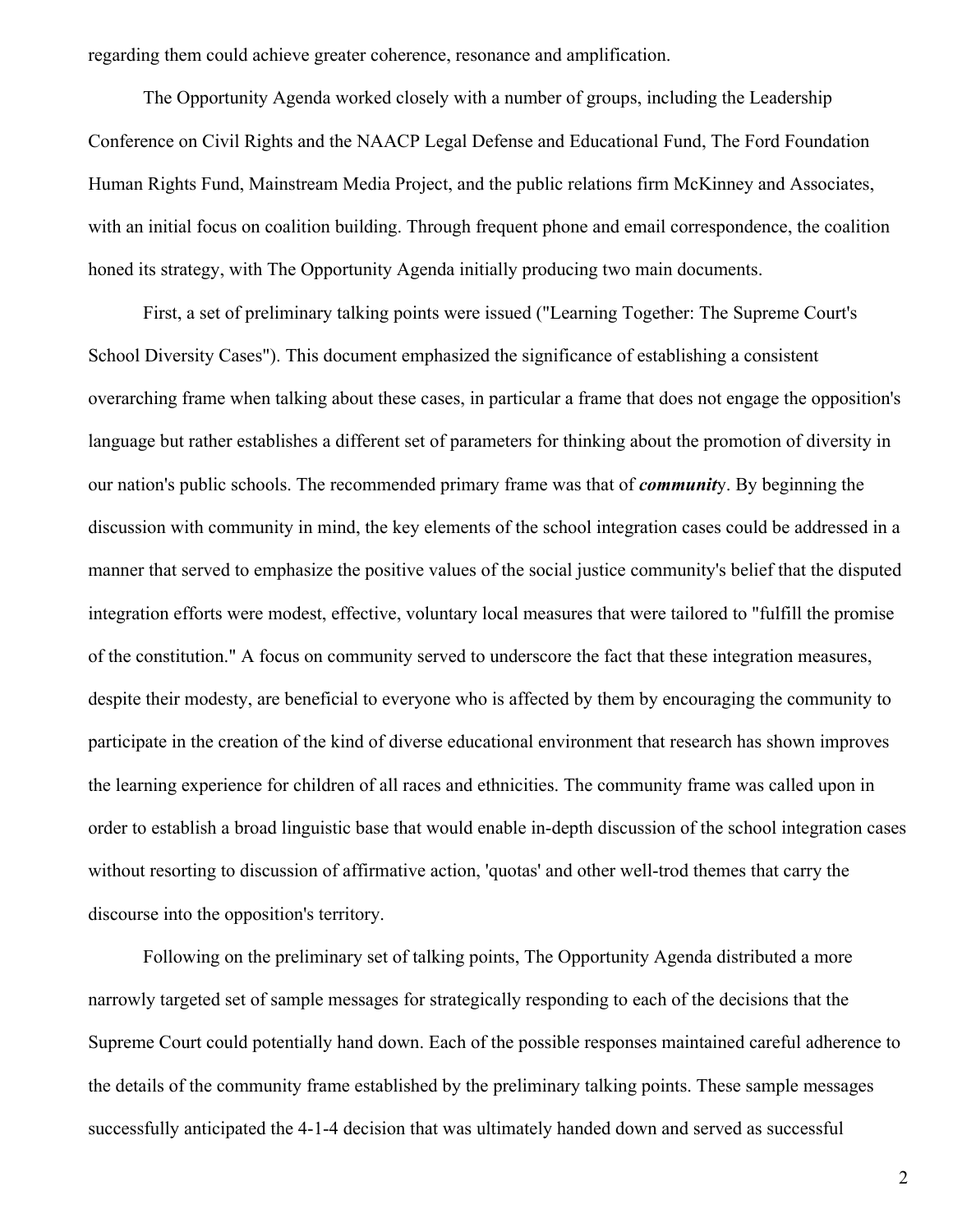regarding them could achieve greater coherence, resonance and amplification.

The Opportunity Agenda worked closely with a number of groups, including the Leadership Conference on Civil Rights and the NAACP Legal Defense and Educational Fund, The Ford Foundation Human Rights Fund, Mainstream Media Project, and the public relations firm McKinney and Associates, with an initial focus on coalition building. Through frequent phone and email correspondence, the coalition honed its strategy, with The Opportunity Agenda initially producing two main documents.

First, a set of preliminary talking points were issued ("Learning Together: The Supreme Court's School Diversity Cases"). This document emphasized the significance of establishing a consistent overarching frame when talking about these cases, in particular a frame that does not engage the opposition's language but rather establishes a different set of parameters for thinking about the promotion of diversity in our nation's public schools. The recommended primary frame was that of ***communit***y. By beginning the discussion with community in mind, the key elements of the school integration cases could be addressed in a manner that served to emphasize the positive values of the social justice community's belief that the disputed integration efforts were modest, effective, voluntary local measures that were tailored to "fulfill the promise of the constitution." A focus on community served to underscore the fact that these integration measures, despite their modesty, are beneficial to everyone who is affected by them by encouraging the community to participate in the creation of the kind of diverse educational environment that research has shown improves the learning experience for children of all races and ethnicities. The community frame was called upon in order to establish a broad linguistic base that would enable in-depth discussion of the school integration cases without resorting to discussion of affirmative action, 'quotas' and other well-trod themes that carry the discourse into the opposition's territory.

Following on the preliminary set of talking points, The Opportunity Agenda distributed a more narrowly targeted set of sample messages for strategically responding to each of the decisions that the Supreme Court could potentially hand down. Each of the possible responses maintained careful adherence to the details of the community frame established by the preliminary talking points. These sample messages successfully anticipated the 4-1-4 decision that was ultimately handed down and served as successful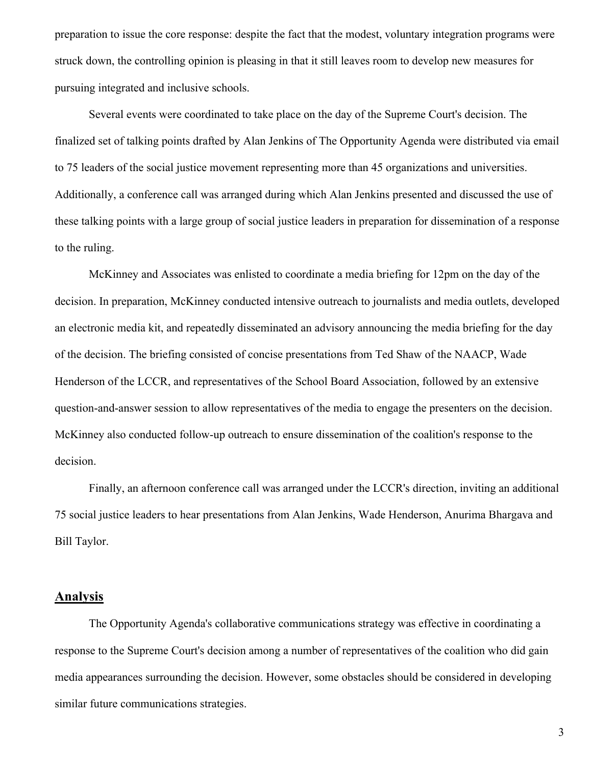preparation to issue the core response: despite the fact that the modest, voluntary integration programs were struck down, the controlling opinion is pleasing in that it still leaves room to develop new measures for pursuing integrated and inclusive schools.

Several events were coordinated to take place on the day of the Supreme Court's decision. The finalized set of talking points drafted by Alan Jenkins of The Opportunity Agenda were distributed via email to 75 leaders of the social justice movement representing more than 45 organizations and universities. Additionally, a conference call was arranged during which Alan Jenkins presented and discussed the use of these talking points with a large group of social justice leaders in preparation for dissemination of a response to the ruling.

McKinney and Associates was enlisted to coordinate a media briefing for 12pm on the day of the decision. In preparation, McKinney conducted intensive outreach to journalists and media outlets, developed an electronic media kit, and repeatedly disseminated an advisory announcing the media briefing for the day of the decision. The briefing consisted of concise presentations from Ted Shaw of the NAACP, Wade Henderson of the LCCR, and representatives of the School Board Association, followed by an extensive question-and-answer session to allow representatives of the media to engage the presenters on the decision. McKinney also conducted follow-up outreach to ensure dissemination of the coalition's response to the decision.

Finally, an afternoon conference call was arranged under the LCCR's direction, inviting an additional 75 social justice leaders to hear presentations from Alan Jenkins, Wade Henderson, Anurima Bhargava and Bill Taylor.

## Analysis

The Opportunity Agenda's collaborative communications strategy was effective in coordinating a response to the Supreme Court's decision among a number of representatives of the coalition who did gain media appearances surrounding the decision. However, some obstacles should be considered in developing similar future communications strategies.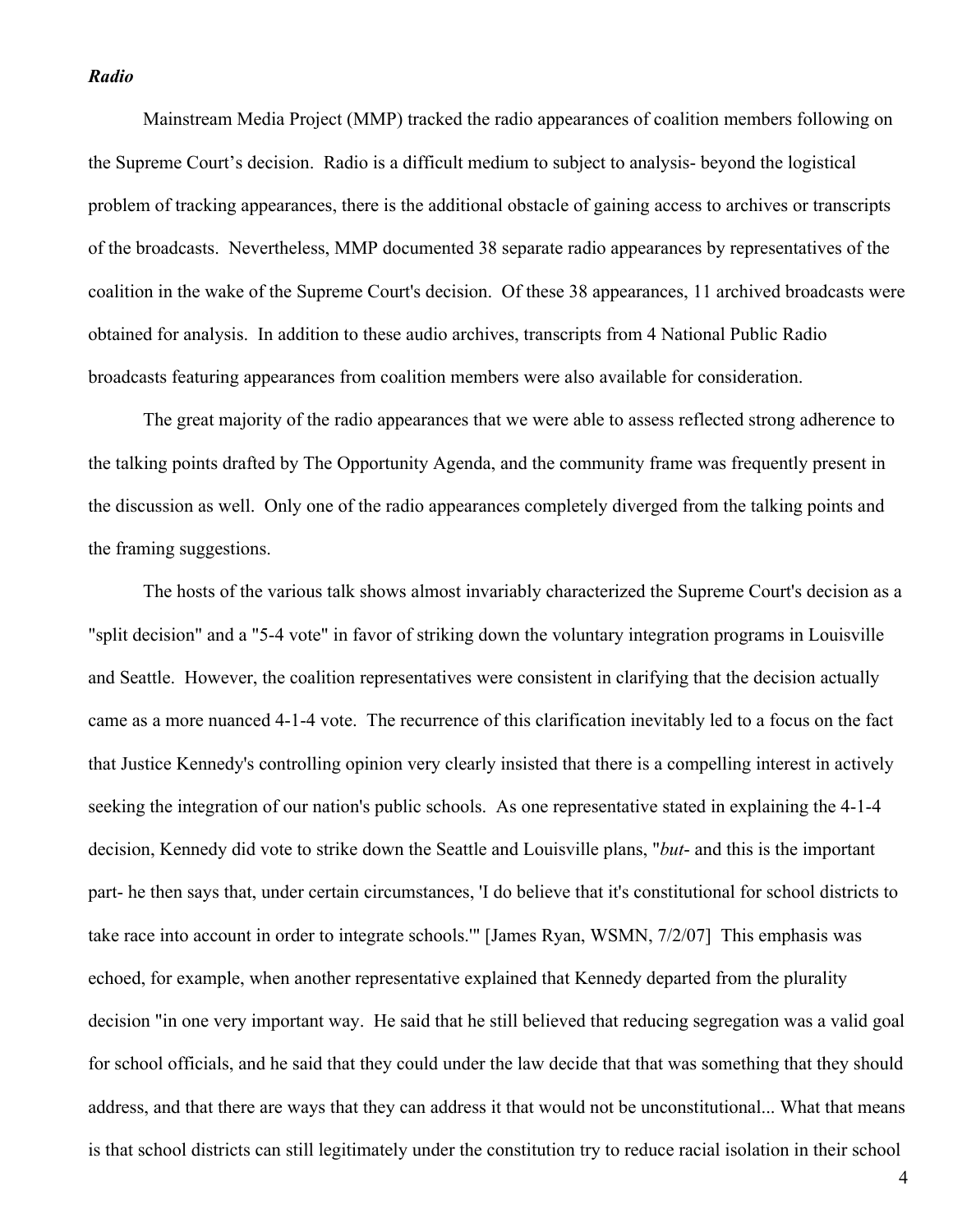### *Radio*

Mainstream Media Project (MMP) tracked the radio appearances of coalition members following on the Supreme Court's decision. Radio is a difficult medium to subject to analysis- beyond the logistical problem of tracking appearances, there is the additional obstacle of gaining access to archives or transcripts of the broadcasts. Nevertheless, MMP documented 38 separate radio appearances by representatives of the coalition in the wake of the Supreme Court's decision. Of these 38 appearances, 11 archived broadcasts were obtained for analysis. In addition to these audio archives, transcripts from 4 National Public Radio broadcasts featuring appearances from coalition members were also available for consideration.

The great majority of the radio appearances that we were able to assess reflected strong adherence to the talking points drafted by The Opportunity Agenda, and the community frame was frequently present in the discussion as well. Only one of the radio appearances completely diverged from the talking points and the framing suggestions.

The hosts of the various talk shows almost invariably characterized the Supreme Court's decision as a "split decision" and a "5-4 vote" in favor of striking down the voluntary integration programs in Louisville and Seattle. However, the coalition representatives were consistent in clarifying that the decision actually came as a more nuanced 4-1-4 vote. The recurrence of this clarification inevitably led to a focus on the fact that Justice Kennedy's controlling opinion very clearly insisted that there is a compelling interest in actively seeking the integration of our nation's public schools. As one representative stated in explaining the 4-1-4 decision, Kennedy did vote to strike down the Seattle and Louisville plans, "*but*- and this is the important part- he then says that, under certain circumstances, 'I do believe that it's constitutional for school districts to take race into account in order to integrate schools.'" [James Ryan, WSMN, 7/2/07] This emphasis was echoed, for example, when another representative explained that Kennedy departed from the plurality decision "in one very important way. He said that he still believed that reducing segregation was a valid goal for school officials, and he said that they could under the law decide that that was something that they should address, and that there are ways that they can address it that would not be unconstitutional... What that means is that school districts can still legitimately under the constitution try to reduce racial isolation in their school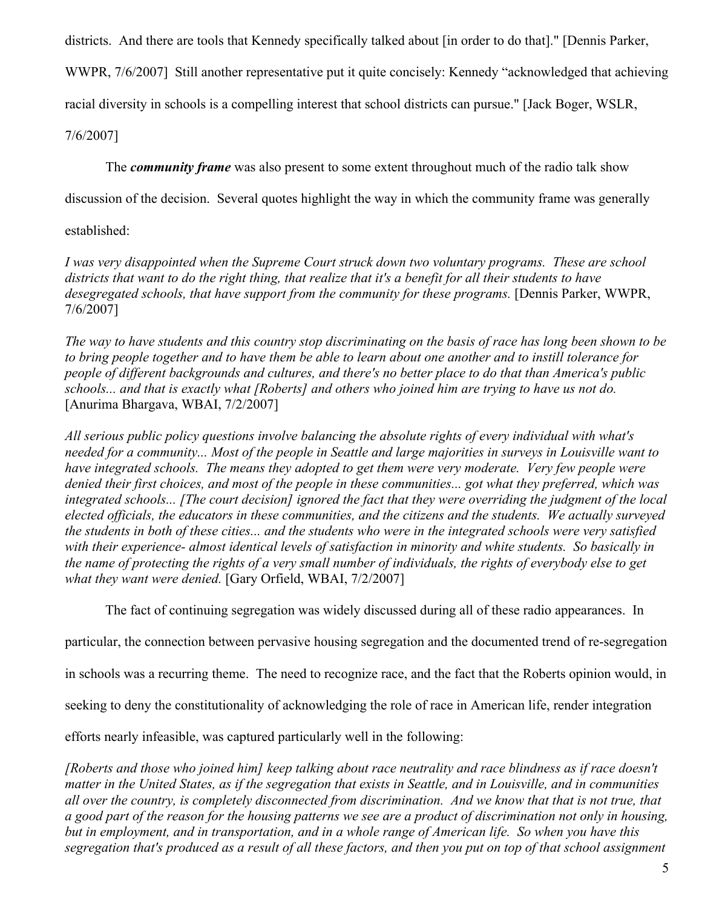districts. And there are tools that Kennedy specifically talked about [in order to do that]." [Dennis Parker, WWPR, 7/6/2007] Still another representative put it quite concisely: Kennedy "acknowledged that achieving racial diversity in schools is a compelling interest that school districts can pursue." [Jack Boger, WSLR, 7/6/2007]

The ***community frame*** was also present to some extent throughout much of the radio talk show discussion of the decision. Several quotes highlight the way in which the community frame was generally established:

*I was very disappointed when the Supreme Court struck down two voluntary programs. These are school districts that want to do the right thing, that realize that it's a benefit for all their students to have desegregated schools, that have support from the community for these programs.* [Dennis Parker, WWPR, 7/6/2007]

*The way to have students and this country stop discriminating on the basis of race has long been shown to be to bring people together and to have them be able to learn about one another and to instill tolerance for people of different backgrounds and cultures, and there's no better place to do that than America's public schools... and that is exactly what [Roberts] and others who joined him are trying to have us not do.* [Anurima Bhargava, WBAI, 7/2/2007]

*All serious public policy questions involve balancing the absolute rights of every individual with what's needed for a community... Most of the people in Seattle and large majorities in surveys in Louisville want to have integrated schools. The means they adopted to get them were very moderate. Very few people were denied their first choices, and most of the people in these communities... got what they preferred, which was integrated schools... [The court decision] ignored the fact that they were overriding the judgment of the local elected officials, the educators in these communities, and the citizens and the students. We actually surveyed the students in both of these cities... and the students who were in the integrated schools were very satisfied with their experience- almost identical levels of satisfaction in minority and white students. So basically in the name of protecting the rights of a very small number of individuals, the rights of everybody else to get what they want were denied.* [Gary Orfield, WBAI, 7/2/2007]

The fact of continuing segregation was widely discussed during all of these radio appearances. In particular, the connection between pervasive housing segregation and the documented trend of re-segregation in schools was a recurring theme. The need to recognize race, and the fact that the Roberts opinion would, in seeking to deny the constitutionality of acknowledging the role of race in American life, render integration efforts nearly infeasible, was captured particularly well in the following:

*[Roberts and those who joined him] keep talking about race neutrality and race blindness as if race doesn't matter in the United States, as if the segregation that exists in Seattle, and in Louisville, and in communities all over the country, is completely disconnected from discrimination. And we know that that is not true, that a good part of the reason for the housing patterns we see are a product of discrimination not only in housing, but in employment, and in transportation, and in a whole range of American life. So when you have this segregation that's produced as a result of all these factors, and then you put on top of that school assignment*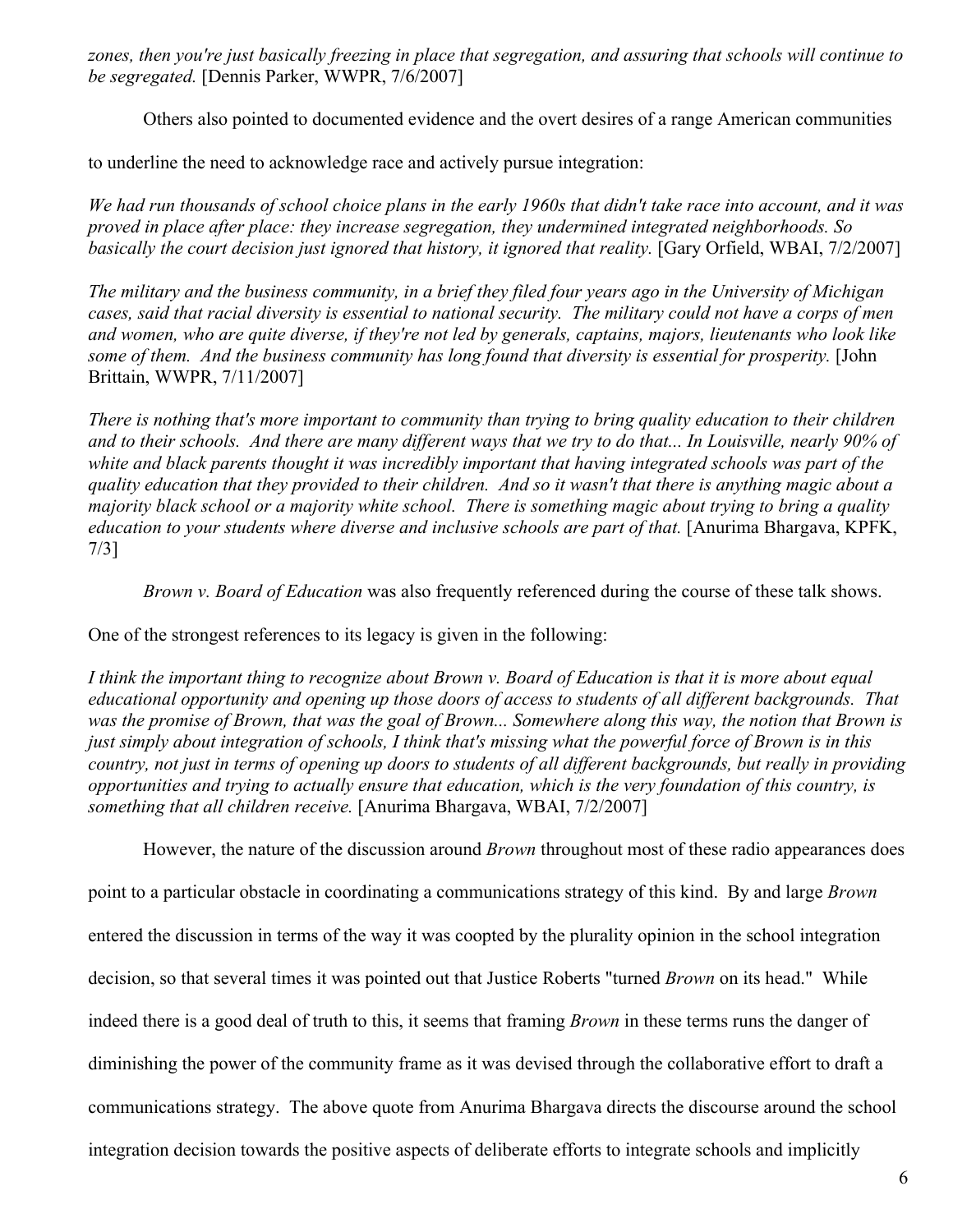*zones, then you're just basically freezing in place that segregation, and assuring that schools will continue to be segregated.* [Dennis Parker, WWPR, 7/6/2007]

Others also pointed to documented evidence and the overt desires of a range American communities to underline the need to acknowledge race and actively pursue integration:

*We had run thousands of school choice plans in the early 1960s that didn't take race into account, and it was proved in place after place: they increase segregation, they undermined integrated neighborhoods. So basically the court decision just ignored that history, it ignored that reality.* [Gary Orfield, WBAI, 7/2/2007]

*The military and the business community, in a brief they filed four years ago in the University of Michigan cases, said that racial diversity is essential to national security. The military could not have a corps of men and women, who are quite diverse, if they're not led by generals, captains, majors, lieutenants who look like some of them. And the business community has long found that diversity is essential for prosperity.* [John Brittain, WWPR, 7/11/2007]

*There is nothing that's more important to community than trying to bring quality education to their children and to their schools. And there are many different ways that we try to do that... In Louisville, nearly 90% of white and black parents thought it was incredibly important that having integrated schools was part of the quality education that they provided to their children. And so it wasn't that there is anything magic about a majority black school or a majority white school. There is something magic about trying to bring a quality education to your students where diverse and inclusive schools are part of that.* [Anurima Bhargava, KPFK, 7/3]

*Brown v. Board of Education* was also frequently referenced during the course of these talk shows. One of the strongest references to its legacy is given in the following:

*I think the important thing to recognize about Brown v. Board of Education is that it is more about equal educational opportunity and opening up those doors of access to students of all different backgrounds. That was the promise of Brown, that was the goal of Brown... Somewhere along this way, the notion that Brown is just simply about integration of schools, I think that's missing what the powerful force of Brown is in this country, not just in terms of opening up doors to students of all different backgrounds, but really in providing opportunities and trying to actually ensure that education, which is the very foundation of this country, is something that all children receive.* [Anurima Bhargava, WBAI, 7/2/2007]

However, the nature of the discussion around *Brown* throughout most of these radio appearances does point to a particular obstacle in coordinating a communications strategy of this kind. By and large *Brown* entered the discussion in terms of the way it was coopted by the plurality opinion in the school integration decision, so that several times it was pointed out that Justice Roberts "turned *Brown* on its head." While indeed there is a good deal of truth to this, it seems that framing *Brown* in these terms runs the danger of diminishing the power of the community frame as it was devised through the collaborative effort to draft a communications strategy. The above quote from Anurima Bhargava directs the discourse around the school integration decision towards the positive aspects of deliberate efforts to integrate schools and implicitly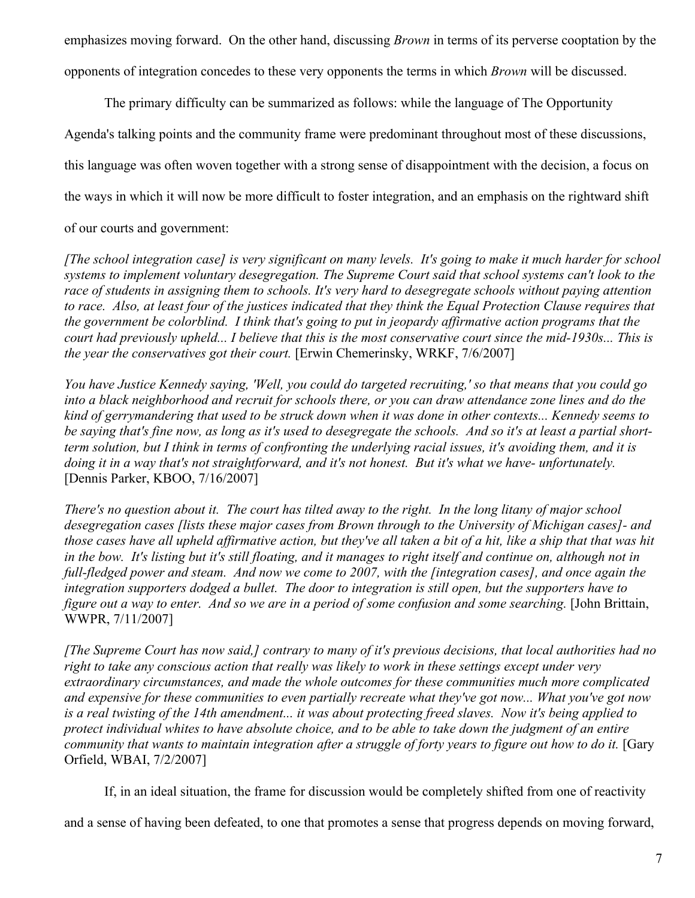emphasizes moving forward. On the other hand, discussing *Brown* in terms of its perverse cooptation by the opponents of integration concedes to these very opponents the terms in which *Brown* will be discussed.

The primary difficulty can be summarized as follows: while the language of The Opportunity Agenda's talking points and the community frame were predominant throughout most of these discussions, this language was often woven together with a strong sense of disappointment with the decision, a focus on the ways in which it will now be more difficult to foster integration, and an emphasis on the rightward shift of our courts and government:

*[The school integration case] is very significant on many levels. It's going to make it much harder for school systems to implement voluntary desegregation. The Supreme Court said that school systems can't look to the race of students in assigning them to schools. It's very hard to desegregate schools without paying attention to race. Also, at least four of the justices indicated that they think the Equal Protection Clause requires that the government be colorblind. I think that's going to put in jeopardy affirmative action programs that the court had previously upheld... I believe that this is the most conservative court since the mid-1930s... This is the year the conservatives got their court.* [Erwin Chemerinsky, WRKF, 7/6/2007]

*You have Justice Kennedy saying, 'Well, you could do targeted recruiting,' so that means that you could go into a black neighborhood and recruit for schools there, or you can draw attendance zone lines and do the kind of gerrymandering that used to be struck down when it was done in other contexts... Kennedy seems to be saying that's fine now, as long as it's used to desegregate the schools. And so it's at least a partial short-term solution, but I think in terms of confronting the underlying racial issues, it's avoiding them, and it is doing it in a way that's not straightforward, and it's not honest. But it's what we have- unfortunately.* [Dennis Parker, KBOO, 7/16/2007]

*There's no question about it. The court has tilted away to the right. In the long litany of major school desegregation cases [lists these major cases from Brown through to the University of Michigan cases]- and those cases have all upheld affirmative action, but they've all taken a bit of a hit, like a ship that that was hit in the bow. It's listing but it's still floating, and it manages to right itself and continue on, although not in full-fledged power and steam. And now we come to 2007, with the [integration cases], and once again the integration supporters dodged a bullet. The door to integration is still open, but the supporters have to figure out a way to enter. And so we are in a period of some confusion and some searching.* [John Brittain, WWPR, 7/11/2007]

*[The Supreme Court has now said,] contrary to many of it's previous decisions, that local authorities had no right to take any conscious action that really was likely to work in these settings except under very extraordinary circumstances, and made the whole outcomes for these communities much more complicated and expensive for these communities to even partially recreate what they've got now... What you've got now is a real twisting of the 14th amendment... it was about protecting freed slaves. Now it's being applied to protect individual whites to have absolute choice, and to be able to take down the judgment of an entire community that wants to maintain integration after a struggle of forty years to figure out how to do it.* [Gary Orfield, WBAI, 7/2/2007]

If, in an ideal situation, the frame for discussion would be completely shifted from one of reactivity and a sense of having been defeated, to one that promotes a sense that progress depends on moving forward,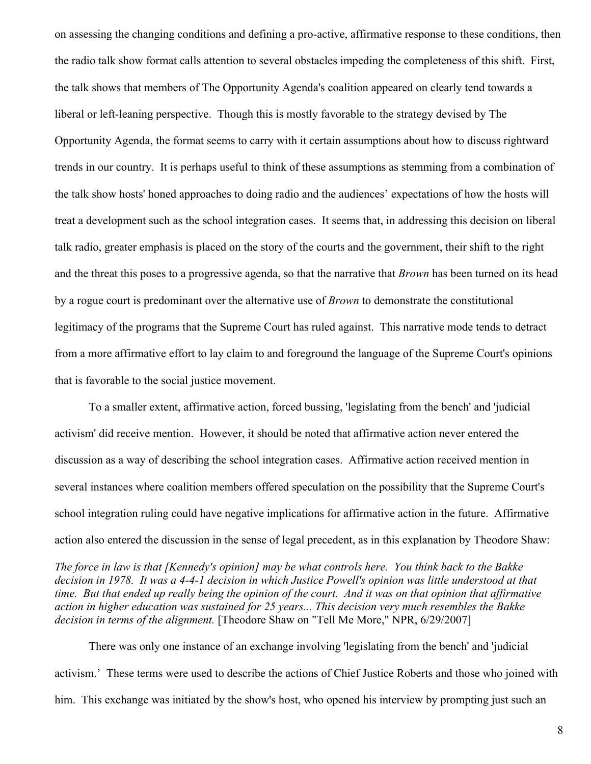on assessing the changing conditions and defining a pro-active, affirmative response to these conditions, then the radio talk show format calls attention to several obstacles impeding the completeness of this shift. First, the talk shows that members of The Opportunity Agenda's coalition appeared on clearly tend towards a liberal or left-leaning perspective. Though this is mostly favorable to the strategy devised by The Opportunity Agenda, the format seems to carry with it certain assumptions about how to discuss rightward trends in our country. It is perhaps useful to think of these assumptions as stemming from a combination of the talk show hosts' honed approaches to doing radio and the audiences' expectations of how the hosts will treat a development such as the school integration cases. It seems that, in addressing this decision on liberal talk radio, greater emphasis is placed on the story of the courts and the government, their shift to the right and the threat this poses to a progressive agenda, so that the narrative that *Brown* has been turned on its head by a rogue court is predominant over the alternative use of *Brown* to demonstrate the constitutional legitimacy of the programs that the Supreme Court has ruled against. This narrative mode tends to detract from a more affirmative effort to lay claim to and foreground the language of the Supreme Court's opinions that is favorable to the social justice movement.

To a smaller extent, affirmative action, forced bussing, 'legislating from the bench' and 'judicial activism' did receive mention. However, it should be noted that affirmative action never entered the discussion as a way of describing the school integration cases. Affirmative action received mention in several instances where coalition members offered speculation on the possibility that the Supreme Court's school integration ruling could have negative implications for affirmative action in the future. Affirmative action also entered the discussion in the sense of legal precedent, as in this explanation by Theodore Shaw:

*The force in law is that [Kennedy's opinion] may be what controls here. You think back to the Bakke decision in 1978. It was a 4-4-1 decision in which Justice Powell's opinion was little understood at that time. But that ended up really being the opinion of the court. And it was on that opinion that affirmative action in higher education was sustained for 25 years... This decision very much resembles the Bakke decision in terms of the alignment.* [Theodore Shaw on "Tell Me More," NPR, 6/29/2007]

There was only one instance of an exchange involving 'legislating from the bench' and 'judicial activism.' These terms were used to describe the actions of Chief Justice Roberts and those who joined with him. This exchange was initiated by the show's host, who opened his interview by prompting just such an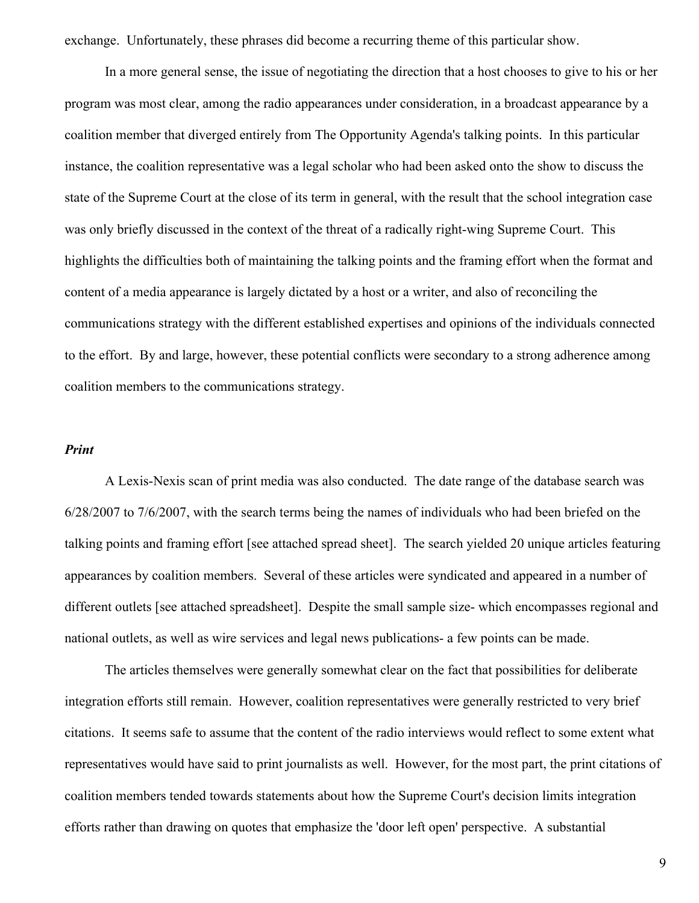exchange. Unfortunately, these phrases did become a recurring theme of this particular show.

In a more general sense, the issue of negotiating the direction that a host chooses to give to his or her program was most clear, among the radio appearances under consideration, in a broadcast appearance by a coalition member that diverged entirely from The Opportunity Agenda's talking points. In this particular instance, the coalition representative was a legal scholar who had been asked onto the show to discuss the state of the Supreme Court at the close of its term in general, with the result that the school integration case was only briefly discussed in the context of the threat of a radically right-wing Supreme Court. This highlights the difficulties both of maintaining the talking points and the framing effort when the format and content of a media appearance is largely dictated by a host or a writer, and also of reconciling the communications strategy with the different established expertises and opinions of the individuals connected to the effort. By and large, however, these potential conflicts were secondary to a strong adherence among coalition members to the communications strategy.

***Print***

A Lexis-Nexis scan of print media was also conducted. The date range of the database search was 6/28/2007 to 7/6/2007, with the search terms being the names of individuals who had been briefed on the talking points and framing effort [see attached spread sheet]. The search yielded 20 unique articles featuring appearances by coalition members. Several of these articles were syndicated and appeared in a number of different outlets [see attached spreadsheet]. Despite the small sample size- which encompasses regional and national outlets, as well as wire services and legal news publications- a few points can be made.

The articles themselves were generally somewhat clear on the fact that possibilities for deliberate integration efforts still remain. However, coalition representatives were generally restricted to very brief citations. It seems safe to assume that the content of the radio interviews would reflect to some extent what representatives would have said to print journalists as well. However, for the most part, the print citations of coalition members tended towards statements about how the Supreme Court's decision limits integration efforts rather than drawing on quotes that emphasize the 'door left open' perspective. A substantial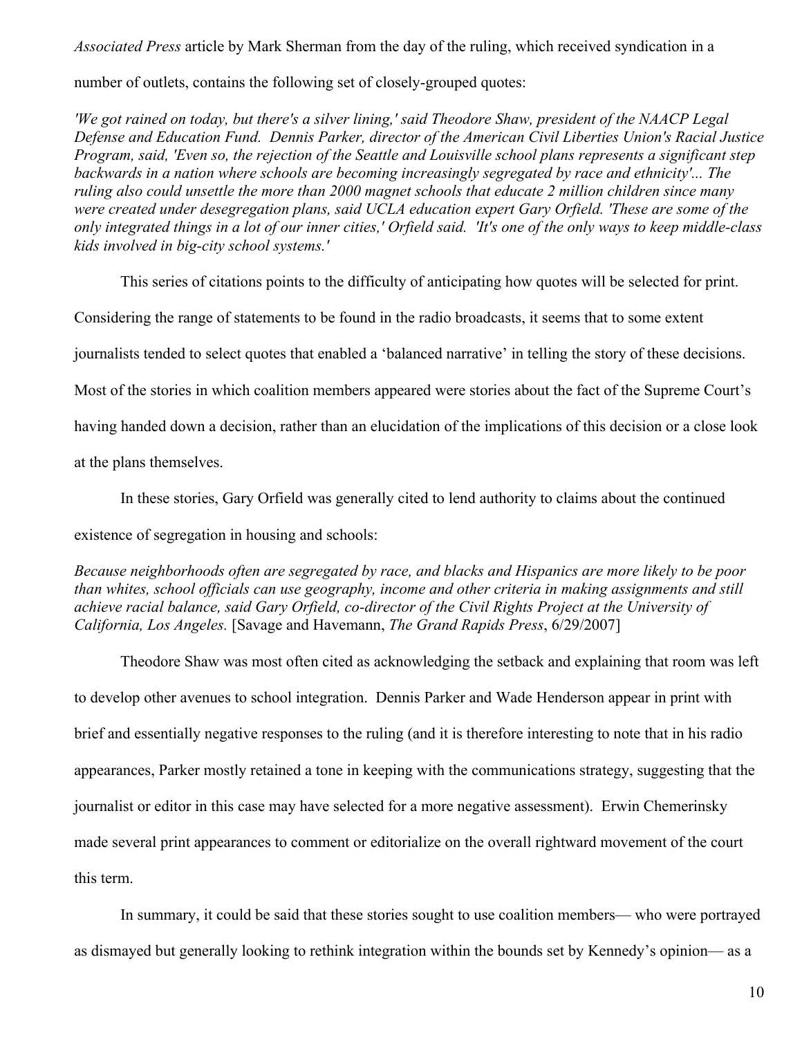*Associated Press* article by Mark Sherman from the day of the ruling, which received syndication in a number of outlets, contains the following set of closely-grouped quotes:

*'We got rained on today, but there's a silver lining,' said Theodore Shaw, president of the NAACP Legal Defense and Education Fund. Dennis Parker, director of the American Civil Liberties Union's Racial Justice Program, said, 'Even so, the rejection of the Seattle and Louisville school plans represents a significant step backwards in a nation where schools are becoming increasingly segregated by race and ethnicity'... The ruling also could unsettle the more than 2000 magnet schools that educate 2 million children since many were created under desegregation plans, said UCLA education expert Gary Orfield. 'These are some of the only integrated things in a lot of our inner cities,' Orfield said. 'It's one of the only ways to keep middle-class kids involved in big-city school systems.'*

This series of citations points to the difficulty of anticipating how quotes will be selected for print. Considering the range of statements to be found in the radio broadcasts, it seems that to some extent journalists tended to select quotes that enabled a 'balanced narrative' in telling the story of these decisions. Most of the stories in which coalition members appeared were stories about the fact of the Supreme Court's having handed down a decision, rather than an elucidation of the implications of this decision or a close look at the plans themselves.

In these stories, Gary Orfield was generally cited to lend authority to claims about the continued existence of segregation in housing and schools:

*Because neighborhoods often are segregated by race, and blacks and Hispanics are more likely to be poor than whites, school officials can use geography, income and other criteria in making assignments and still achieve racial balance, said Gary Orfield, co-director of the Civil Rights Project at the University of California, Los Angeles.* [Savage and Havemann, *The Grand Rapids Press*, 6/29/2007]

Theodore Shaw was most often cited as acknowledging the setback and explaining that room was left to develop other avenues to school integration. Dennis Parker and Wade Henderson appear in print with brief and essentially negative responses to the ruling (and it is therefore interesting to note that in his radio appearances, Parker mostly retained a tone in keeping with the communications strategy, suggesting that the journalist or editor in this case may have selected for a more negative assessment). Erwin Chemerinsky made several print appearances to comment or editorialize on the overall rightward movement of the court this term.

In summary, it could be said that these stories sought to use coalition members— who were portrayed as dismayed but generally looking to rethink integration within the bounds set by Kennedy's opinion— as a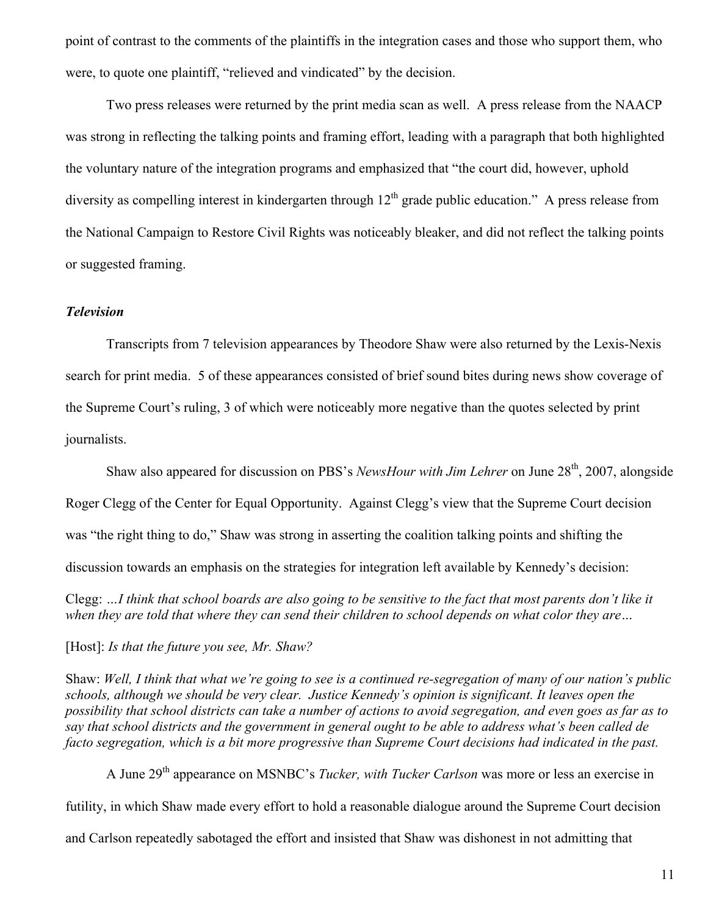point of contrast to the comments of the plaintiffs in the integration cases and those who support them, who were, to quote one plaintiff, "relieved and vindicated" by the decision.

Two press releases were returned by the print media scan as well. A press release from the NAACP was strong in reflecting the talking points and framing effort, leading with a paragraph that both highlighted the voluntary nature of the integration programs and emphasized that "the court did, however, uphold diversity as compelling interest in kindergarten through 12th grade public education." A press release from the National Campaign to Restore Civil Rights was noticeably bleaker, and did not reflect the talking points or suggested framing.

### *Television*

Transcripts from 7 television appearances by Theodore Shaw were also returned by the Lexis-Nexis search for print media. 5 of these appearances consisted of brief sound bites during news show coverage of the Supreme Court's ruling, 3 of which were noticeably more negative than the quotes selected by print journalists.

Shaw also appeared for discussion on PBS's *NewsHour with Jim Lehrer* on June 28th, 2007, alongside Roger Clegg of the Center for Equal Opportunity. Against Clegg's view that the Supreme Court decision was "the right thing to do," Shaw was strong in asserting the coalition talking points and shifting the discussion towards an emphasis on the strategies for integration left available by Kennedy's decision:

Clegg: *…I think that school boards are also going to be sensitive to the fact that most parents don't like it when they are told that where they can send their children to school depends on what color they are…*

[Host]: *Is that the future you see, Mr. Shaw?*

Shaw: *Well, I think that what we're going to see is a continued re-segregation of many of our nation's public schools, although we should be very clear. Justice Kennedy's opinion is significant. It leaves open the possibility that school districts can take a number of actions to avoid segregation, and even goes as far as to say that school districts and the government in general ought to be able to address what's been called de facto segregation, which is a bit more progressive than Supreme Court decisions had indicated in the past.*

A June 29th appearance on MSNBC's *Tucker, with Tucker Carlson* was more or less an exercise in futility, in which Shaw made every effort to hold a reasonable dialogue around the Supreme Court decision and Carlson repeatedly sabotaged the effort and insisted that Shaw was dishonest in not admitting that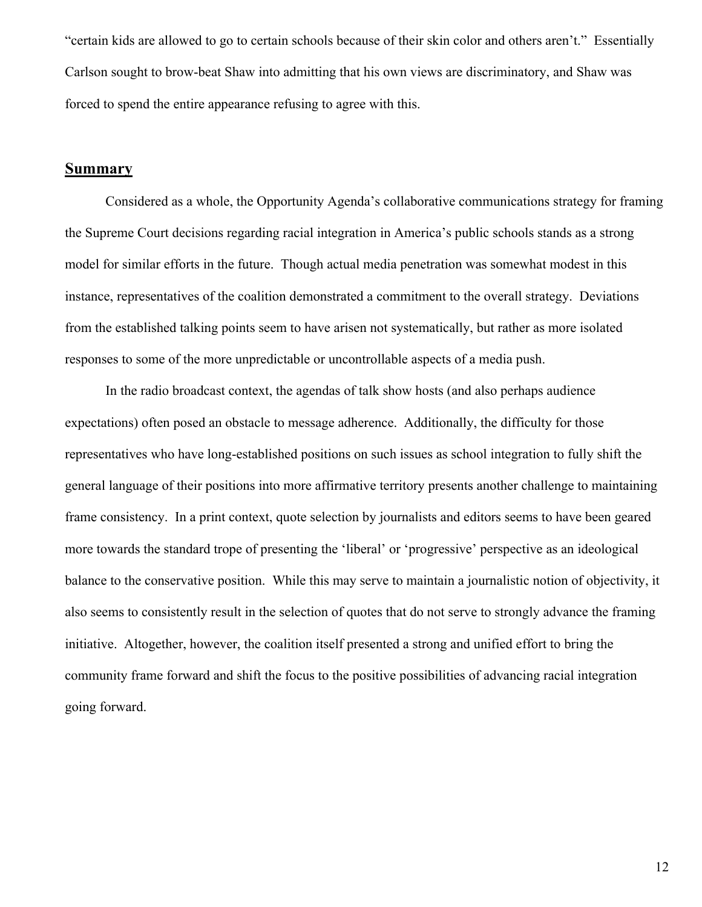"certain kids are allowed to go to certain schools because of their skin color and others aren't." Essentially Carlson sought to brow-beat Shaw into admitting that his own views are discriminatory, and Shaw was forced to spend the entire appearance refusing to agree with this.

## **Summary**

Considered as a whole, the Opportunity Agenda's collaborative communications strategy for framing the Supreme Court decisions regarding racial integration in America's public schools stands as a strong model for similar efforts in the future. Though actual media penetration was somewhat modest in this instance, representatives of the coalition demonstrated a commitment to the overall strategy. Deviations from the established talking points seem to have arisen not systematically, but rather as more isolated responses to some of the more unpredictable or uncontrollable aspects of a media push.

In the radio broadcast context, the agendas of talk show hosts (and also perhaps audience expectations) often posed an obstacle to message adherence. Additionally, the difficulty for those representatives who have long-established positions on such issues as school integration to fully shift the general language of their positions into more affirmative territory presents another challenge to maintaining frame consistency. In a print context, quote selection by journalists and editors seems to have been geared more towards the standard trope of presenting the 'liberal' or 'progressive' perspective as an ideological balance to the conservative position. While this may serve to maintain a journalistic notion of objectivity, it also seems to consistently result in the selection of quotes that do not serve to strongly advance the framing initiative. Altogether, however, the coalition itself presented a strong and unified effort to bring the community frame forward and shift the focus to the positive possibilities of advancing racial integration going forward.